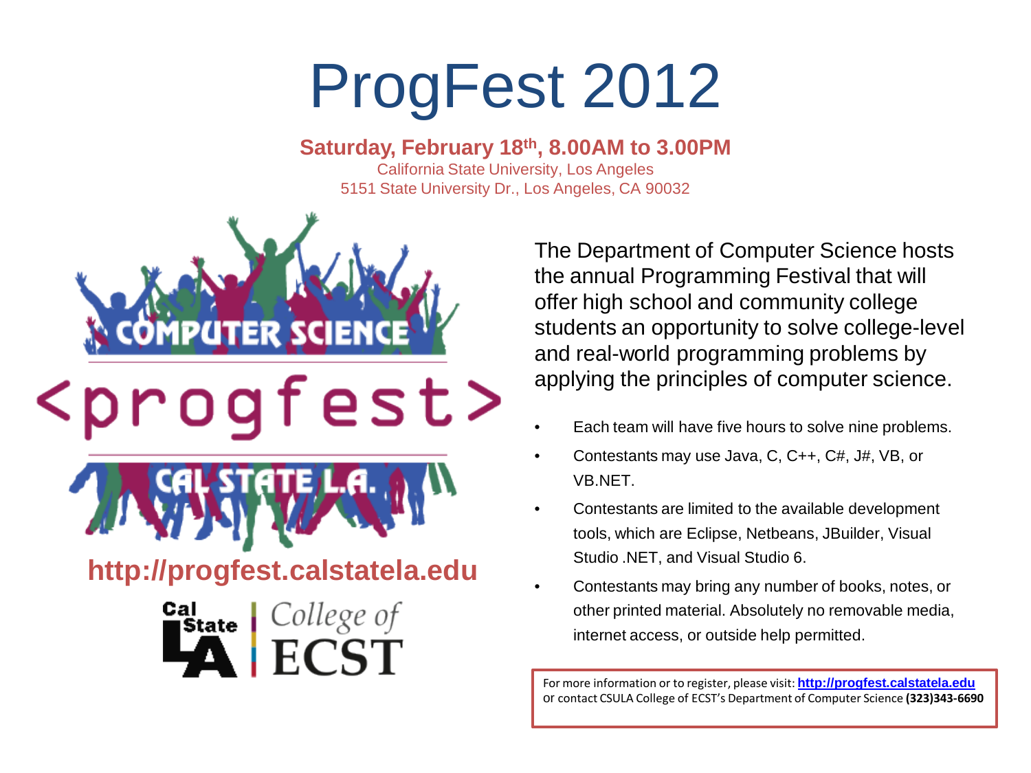# ProgFest 2012

**Saturday, February 18th, 8.00AM to 3.00PM**

California State University, Los Angeles

5151 State University Dr., Los Angeles, CA 90032

COMPUTER SCIENCE

<progfest>

CAL STATE L.A.

**http://progfest.calstatela.edu**

Cal State LA | College of ECST

The Department of Computer Science hosts the annual Programming Festival that will offer high school and community college students an opportunity to solve college-level and real-world programming problems by applying the principles of computer science.

- Each team will have five hours to solve nine problems.
- Contestants may use Java, C, C++, C#, J#, VB, or VB.NET.
- Contestants are limited to the available development tools, which are Eclipse, Netbeans, JBuilder, Visual Studio .NET, and Visual Studio 6.
- Contestants may bring any number of books, notes, or other printed material. Absolutely no removable media, internet access, or outside help permitted.

For more information or to register, please visit: **http://progfest.calstatela.edu** or contact CSULA College of ECST's Department of Computer Science **(323)343-6690**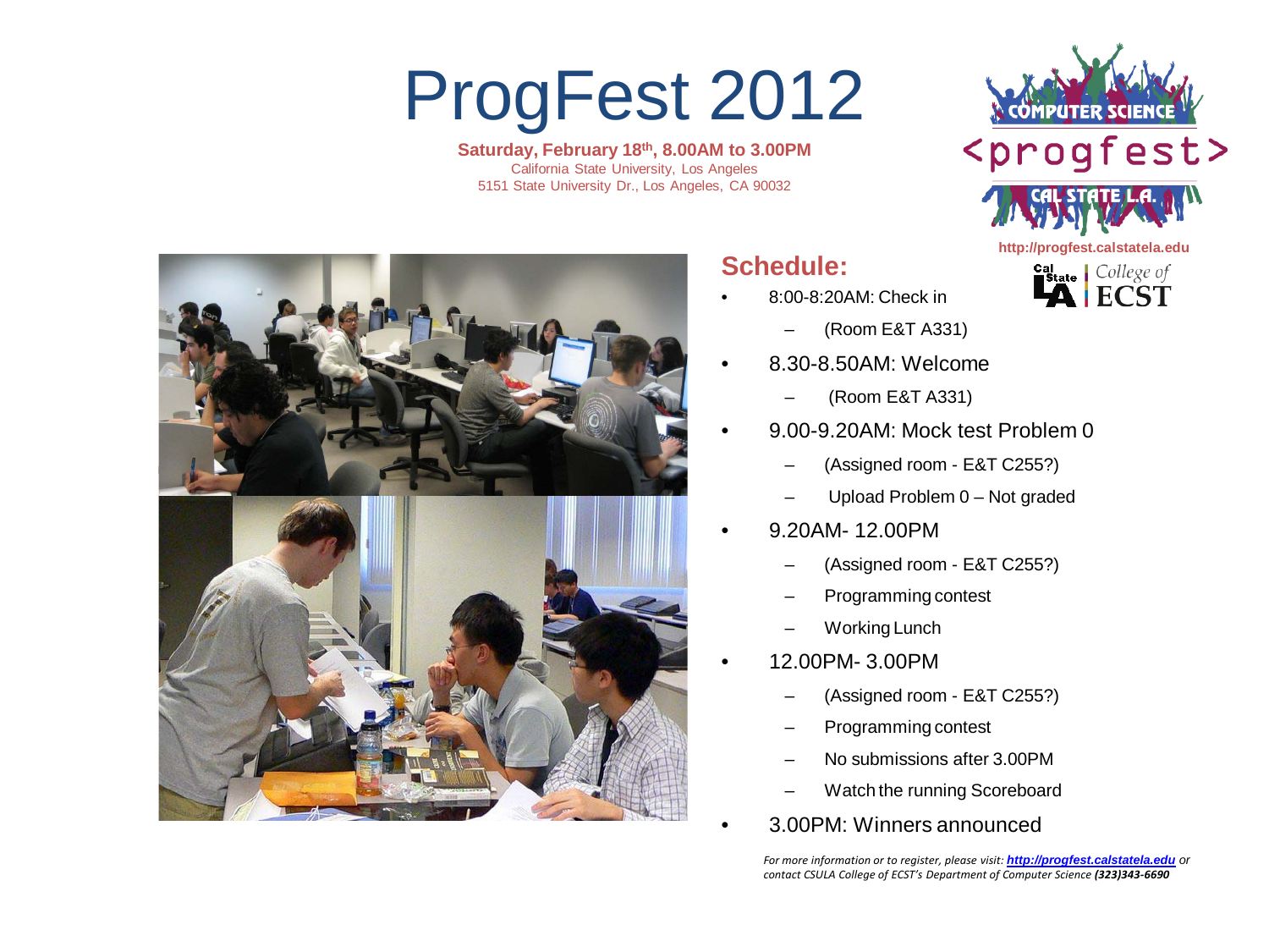# ProgFest 2012

**Saturday, February 18th, 8.00AM to 3.00PM**
California State University, Los Angeles
5151 State University Dr., Los Angeles, CA 90032

COMPUTER SCIENCE
<progfest>
CAL STATE L.A.

**http://progfest.calstatela.edu**

Cal State LA | College of ECST

## Schedule:

- 8:00-8:20AM: Check in
  - (Room E&T A331)
- 8.30-8.50AM: Welcome
  - (Room E&T A331)
- 9.00-9.20AM: Mock test Problem 0
  - (Assigned room - E&T C255?)
  - Upload Problem 0 – Not graded
- 9.20AM- 12.00PM
  - (Assigned room - E&T C255?)
  - Programming contest
  - Working Lunch
- 12.00PM- 3.00PM
  - (Assigned room - E&T C255?)
  - Programming contest
  - No submissions after 3.00PM
  - Watch the running Scoreboard
- 3.00PM: Winners announced

*For more information or to register, please visit:* ***http://progfest.calstatela.edu*** *or contact CSULA College of ECST's Department of Computer Science* ***(323)343-6690***